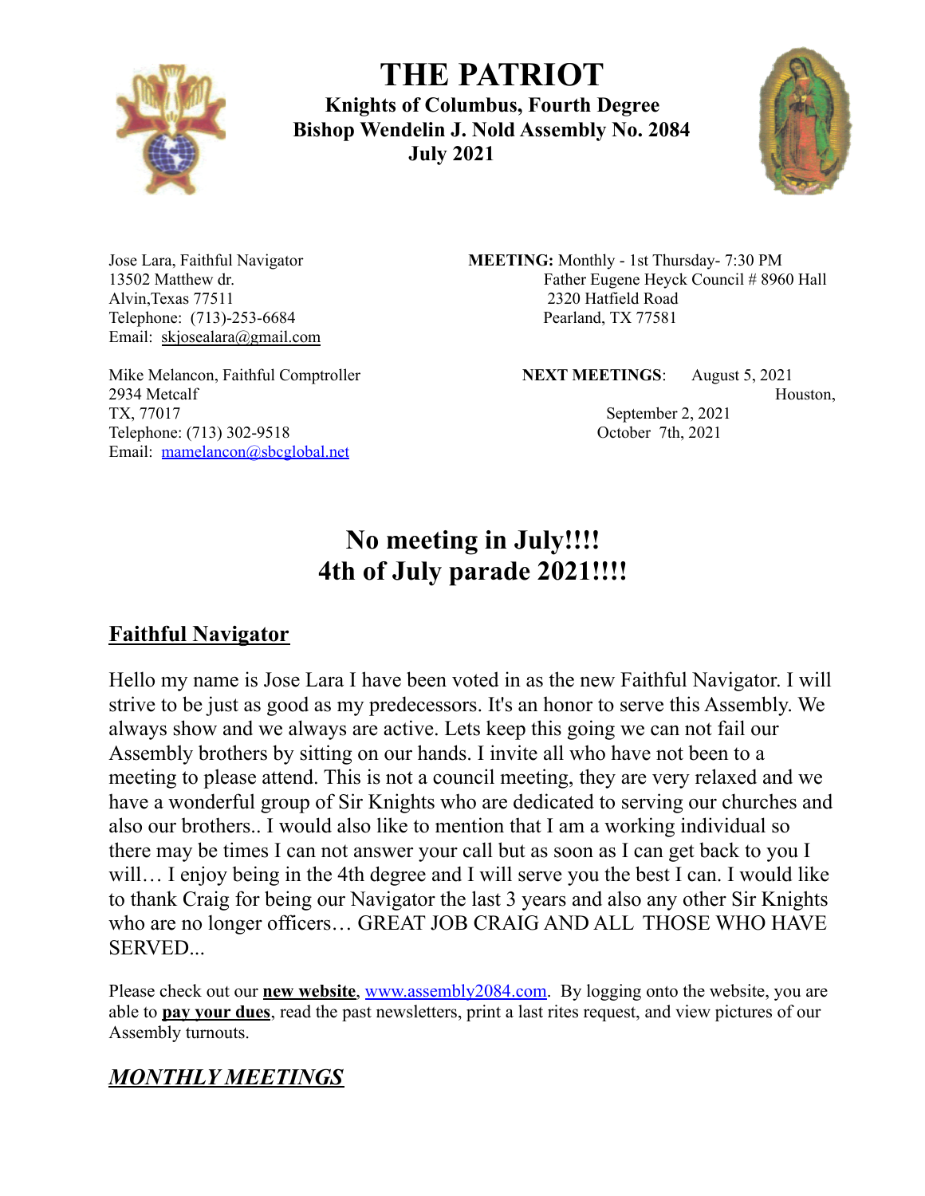# THE PATRIOT

**Knights of Columbus, Fourth Degree**
**Bishop Wendelin J. Nold Assembly No. 2084**
**July 2021**

Jose Lara, Faithful Navigator
13502 Matthew dr.
Alvin,Texas 77511
Telephone: (713)-253-6684
Email: skjosealara@gmail.com

Mike Melancon, Faithful Comptroller
2934 Metcalf
Houston, TX, 77017
Telephone: (713) 302-9518
Email: mamelancon@sbcglobal.net

**MEETING:** Monthly - 1st Thursday- 7:30 PM
Father Eugene Heyck Council # 8960 Hall
2320 Hatfield Road
Pearland, TX 77581

**NEXT MEETINGS**: August 5, 2021
September 2, 2021
October 7th, 2021

## No meeting in July!!!!
## 4th of July parade 2021!!!!

## Faithful Navigator

Hello my name is Jose Lara I have been voted in as the new Faithful Navigator. I will strive to be just as good as my predecessors. It's an honor to serve this Assembly. We always show and we always are active. Lets keep this going we can not fail our Assembly brothers by sitting on our hands. I invite all who have not been to a meeting to please attend. This is not a council meeting, they are very relaxed and we have a wonderful group of Sir Knights who are dedicated to serving our churches and also our brothers.. I would also like to mention that I am a working individual so there may be times I can not answer your call but as soon as I can get back to you I will… I enjoy being in the 4th degree and I will serve you the best I can. I would like to thank Craig for being our Navigator the last 3 years and also any other Sir Knights who are no longer officers… GREAT JOB CRAIG AND ALL THOSE WHO HAVE SERVED...

Please check out our **new website**, www.assembly2084.com. By logging onto the website, you are able to **pay your dues**, read the past newsletters, print a last rites request, and view pictures of our Assembly turnouts.

## *MONTHLY MEETINGS*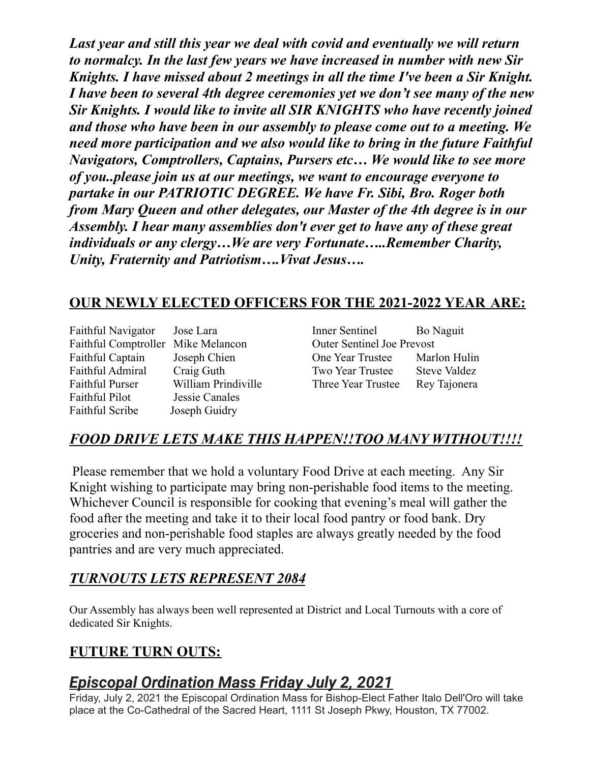***Last year and still this year we deal with covid and eventually we will return to normalcy. In the last few years we have increased in number with new Sir Knights. I have missed about 2 meetings in all the time I've been a Sir Knight. I have been to several 4th degree ceremonies yet we don't see many of the new Sir Knights. I would like to invite all SIR KNIGHTS who have recently joined and those who have been in our assembly to please come out to a meeting. We need more participation and we also would like to bring in the future Faithful Navigators, Comptrollers, Captains, Pursers etc… We would like to see more of you..please join us at our meetings, we want to encourage everyone to partake in our PATRIOTIC DEGREE. We have Fr. Sibi, Bro. Roger both from Mary Queen and other delegates, our Master of the 4th degree is in our Assembly. I hear many assemblies don't ever get to have any of these great individuals or any clergy…We are very Fortunate…..Remember Charity, Unity, Fraternity and Patriotism….Vivat Jesus….***

## OUR NEWLY ELECTED OFFICERS FOR THE 2021-2022 YEAR ARE:

| Office | Name |
|---|---|
| Faithful Navigator | Jose Lara |
| Faithful Comptroller | Mike Melancon |
| Faithful Captain | Joseph Chien |
| Faithful Admiral | Craig Guth |
| Faithful Purser | William Prindiville |
| Faithful Pilot | Jessie Canales |
| Faithful Scribe | Joseph Guidry |
| Inner Sentinel | Bo Naguit |
| Outer Sentinel | Joe Prevost |
| One Year Trustee | Marlon Hulin |
| Two Year Trustee | Steve Valdez |
| Three Year Trustee | Rey Tajonera |

## *FOOD DRIVE LETS MAKE THIS HAPPEN!!TOO MANY WITHOUT!!!!*

Please remember that we hold a voluntary Food Drive at each meeting. Any Sir Knight wishing to participate may bring non-perishable food items to the meeting. Whichever Council is responsible for cooking that evening's meal will gather the food after the meeting and take it to their local food pantry or food bank. Dry groceries and non-perishable food staples are always greatly needed by the food pantries and are very much appreciated.

## *TURNOUTS LETS REPRESENT 2084*

Our Assembly has always been well represented at District and Local Turnouts with a core of dedicated Sir Knights.

## FUTURE TURN OUTS:

### *Episcopal Ordination Mass Friday July 2, 2021*

Friday, July 2, 2021 the Episcopal Ordination Mass for Bishop-Elect Father Italo Dell'Oro will take place at the Co-Cathedral of the Sacred Heart, 1111 St Joseph Pkwy, Houston, TX 77002.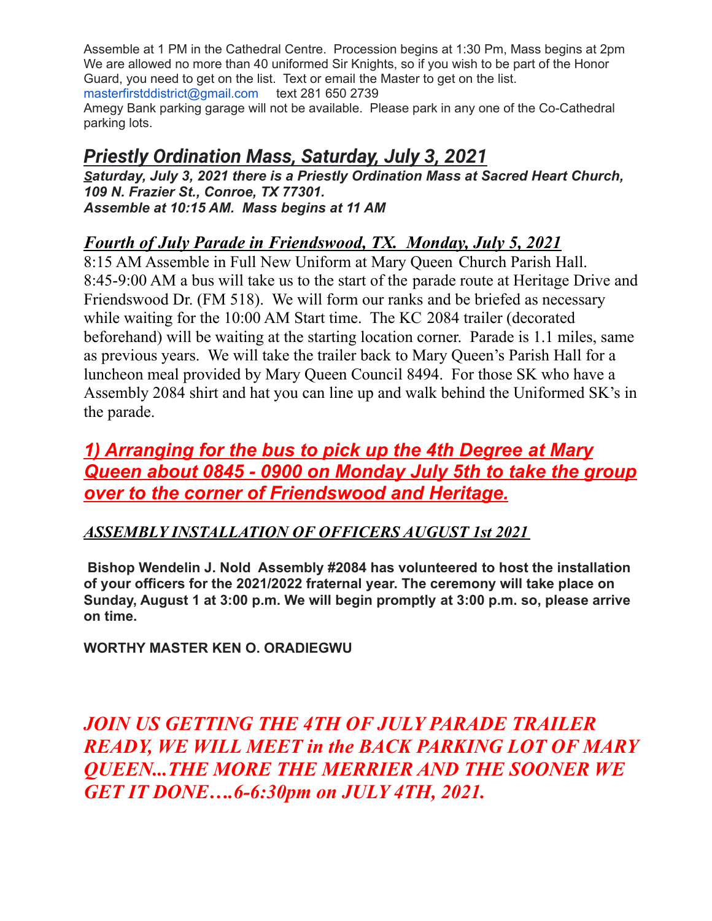Assemble at 1 PM in the Cathedral Centre. Procession begins at 1:30 Pm, Mass begins at 2pm We are allowed no more than 40 uniformed Sir Knights, so if you wish to be part of the Honor Guard, you need to get on the list. Text or email the Master to get on the list.
masterfirstddistrict@gmail.com   text 281 650 2739
Amegy Bank parking garage will not be available. Please park in any one of the Co-Cathedral parking lots.

## *Priestly Ordination Mass, Saturday, July 3, 2021*

***Saturday, July 3, 2021 there is a Priestly Ordination Mass at Sacred Heart Church, 109 N. Frazier St., Conroe, TX 77301.***
***Assemble at 10:15 AM. Mass begins at 11 AM***

## *Fourth of July Parade in Friendswood, TX. Monday, July 5, 2021*

8:15 AM Assemble in Full New Uniform at Mary Queen Church Parish Hall. 8:45-9:00 AM a bus will take us to the start of the parade route at Heritage Drive and Friendswood Dr. (FM 518). We will form our ranks and be briefed as necessary while waiting for the 10:00 AM Start time. The KC 2084 trailer (decorated beforehand) will be waiting at the starting location corner. Parade is 1.1 miles, same as previous years. We will take the trailer back to Mary Queen's Parish Hall for a luncheon meal provided by Mary Queen Council 8494. For those SK who have a Assembly 2084 shirt and hat you can line up and walk behind the Uniformed SK's in the parade.

## *1) Arranging for the bus to pick up the 4th Degree at Mary Queen about 0845 - 0900 on Monday July 5th to take the group over to the corner of Friendswood and Heritage.*

### *ASSEMBLY INSTALLATION OF OFFICERS AUGUST 1st 2021*

**Bishop Wendelin J. Nold Assembly #2084 has volunteered to host the installation of your officers for the 2021/2022 fraternal year. The ceremony will take place on Sunday, August 1 at 3:00 p.m. We will begin promptly at 3:00 p.m. so, please arrive on time.**

**WORTHY MASTER KEN O. ORADIEGWU**

***JOIN US GETTING THE 4TH OF JULY PARADE TRAILER READY, WE WILL MEET in the BACK PARKING LOT OF MARY QUEEN...THE MORE THE MERRIER AND THE SOONER WE GET IT DONE….6-6:30pm on JULY 4TH, 2021.***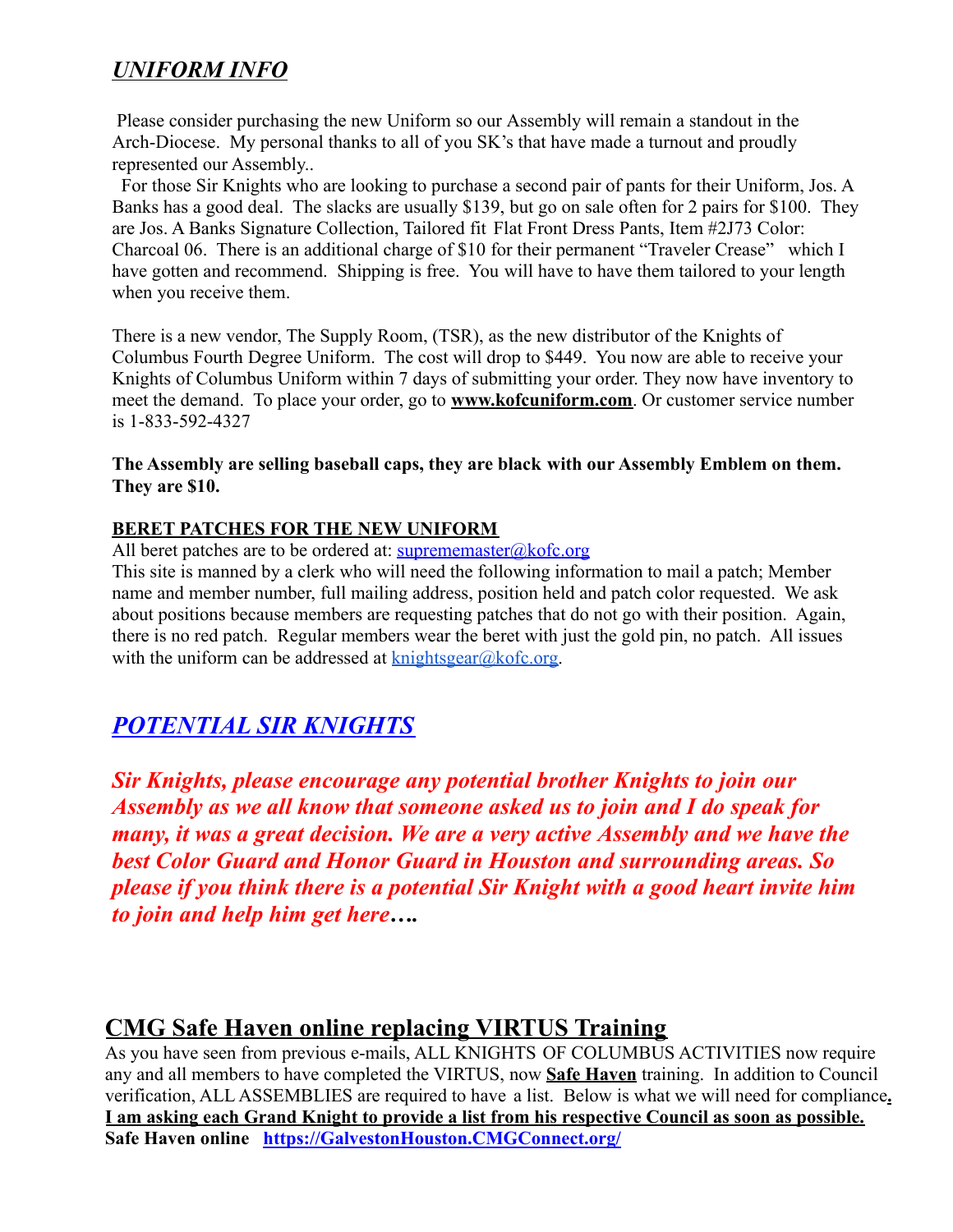## ***UNIFORM INFO***

Please consider purchasing the new Uniform so our Assembly will remain a standout in the Arch-Diocese. My personal thanks to all of you SK's that have made a turnout and proudly represented our Assembly..

For those Sir Knights who are looking to purchase a second pair of pants for their Uniform, Jos. A Banks has a good deal. The slacks are usually $139, but go on sale often for 2 pairs for $100. They are Jos. A Banks Signature Collection, Tailored fit Flat Front Dress Pants, Item #2J73 Color: Charcoal 06. There is an additional charge of $10 for their permanent "Traveler Crease" which I have gotten and recommend. Shipping is free. You will have to have them tailored to your length when you receive them.

There is a new vendor, The Supply Room, (TSR), as the new distributor of the Knights of Columbus Fourth Degree Uniform. The cost will drop to $449. You now are able to receive your Knights of Columbus Uniform within 7 days of submitting your order. They now have inventory to meet the demand. To place your order, go to **www.kofcuniform.com**. Or customer service number is 1-833-592-4327

**The Assembly are selling baseball caps, they are black with our Assembly Emblem on them. They are $10.**

**BERET PATCHES FOR THE NEW UNIFORM**

All beret patches are to be ordered at: suprememaster@kofc.org

This site is manned by a clerk who will need the following information to mail a patch; Member name and member number, full mailing address, position held and patch color requested. We ask about positions because members are requesting patches that do not go with their position. Again, there is no red patch. Regular members wear the beret with just the gold pin, no patch. All issues with the uniform can be addressed at knightsgear@kofc.org.

## ***POTENTIAL SIR KNIGHTS***

***Sir Knights, please encourage any potential brother Knights to join our Assembly as we all know that someone asked us to join and I do speak for many, it was a great decision. We are a very active Assembly and we have the best Color Guard and Honor Guard in Houston and surrounding areas. So please if you think there is a potential Sir Knight with a good heart invite him to join and help him get here….***

## CMG Safe Haven online replacing VIRTUS Training

As you have seen from previous e-mails, ALL KNIGHTS OF COLUMBUS ACTIVITIES now require any and all members to have completed the VIRTUS, now **Safe Haven** training. In addition to Council verification, ALL ASSEMBLIES are required to have a list. Below is what we will need for compliance.

**I am asking each Grand Knight to provide a list from his respective Council as soon as possible.**

**Safe Haven online** **https://GalvestonHouston.CMGConnect.org/**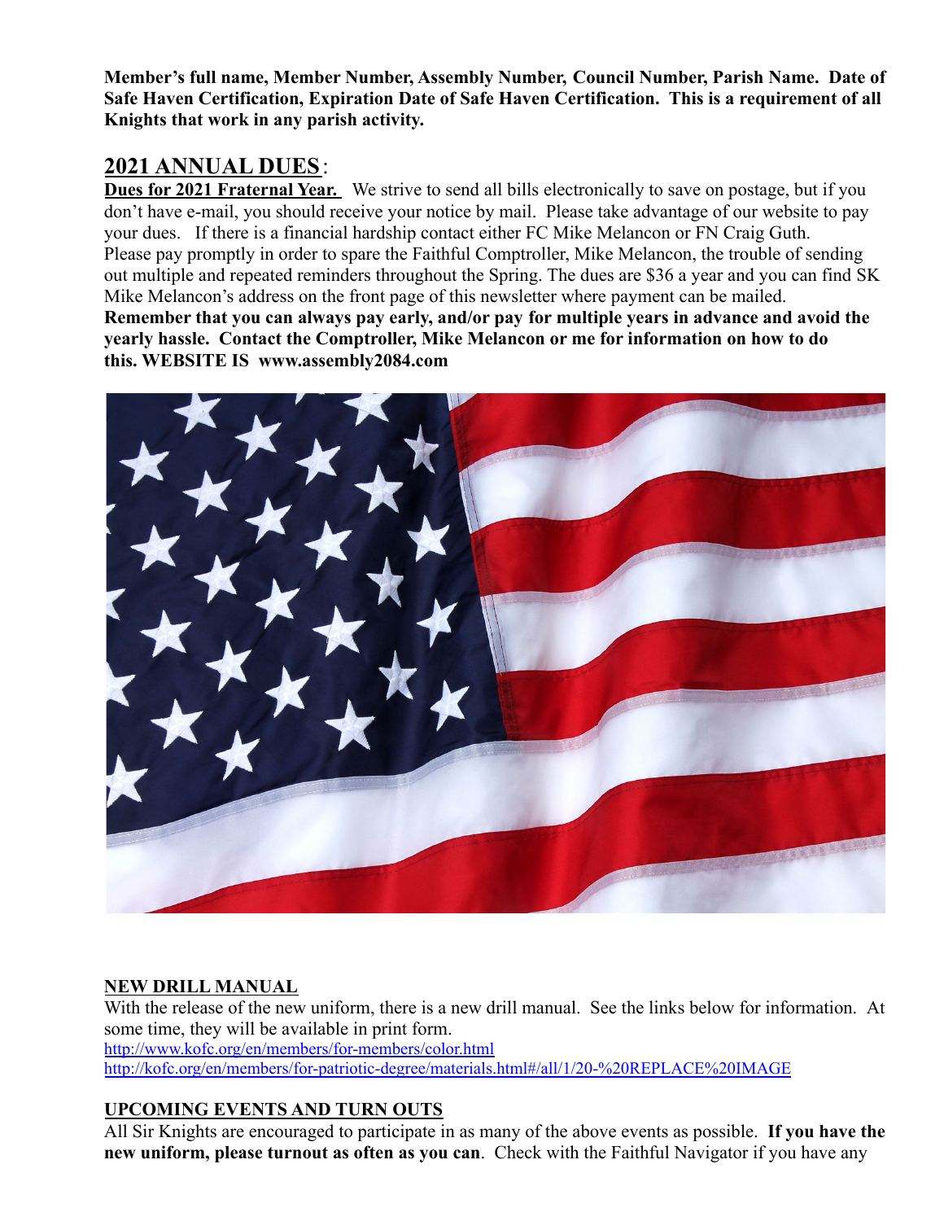**Member's full name, Member Number, Assembly Number, Council Number, Parish Name. Date of Safe Haven Certification, Expiration Date of Safe Haven Certification. This is a requirement of all Knights that work in any parish activity.**

## 2021 ANNUAL DUES:

**Dues for 2021 Fraternal Year.** We strive to send all bills electronically to save on postage, but if you don't have e-mail, you should receive your notice by mail. Please take advantage of our website to pay your dues. If there is a financial hardship contact either FC Mike Melancon or FN Craig Guth. Please pay promptly in order to spare the Faithful Comptroller, Mike Melancon, the trouble of sending out multiple and repeated reminders throughout the Spring. The dues are $36 a year and you can find SK Mike Melancon's address on the front page of this newsletter where payment can be mailed. **Remember that you can always pay early, and/or pay for multiple years in advance and avoid the yearly hassle. Contact the Comptroller, Mike Melancon or me for information on how to do this. WEBSITE IS www.assembly2084.com**

### NEW DRILL MANUAL

With the release of the new uniform, there is a new drill manual. See the links below for information. At some time, they will be available in print form.

http://www.kofc.org/en/members/for-members/color.html

http://kofc.org/en/members/for-patriotic-degree/materials.html#/all/1/20-%20REPLACE%20IMAGE

### UPCOMING EVENTS AND TURN OUTS

All Sir Knights are encouraged to participate in as many of the above events as possible. **If you have the new uniform, please turnout as often as you can**. Check with the Faithful Navigator if you have any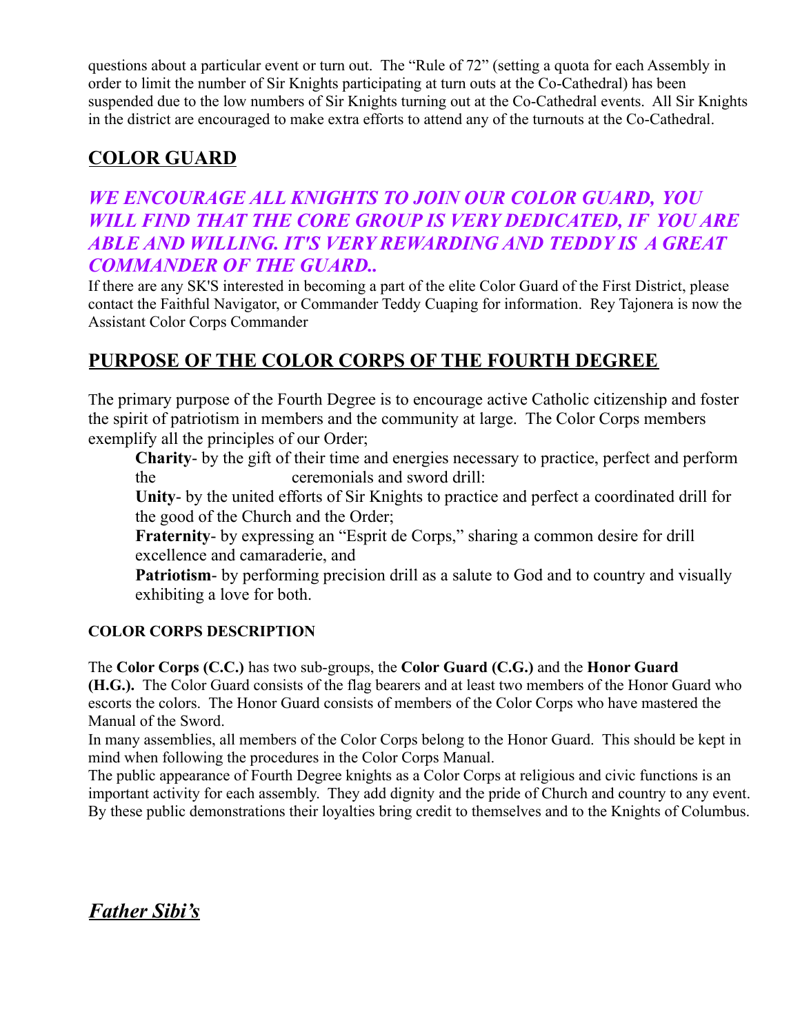questions about a particular event or turn out. The "Rule of 72" (setting a quota for each Assembly in order to limit the number of Sir Knights participating at turn outs at the Co-Cathedral) has been suspended due to the low numbers of Sir Knights turning out at the Co-Cathedral events. All Sir Knights in the district are encouraged to make extra efforts to attend any of the turnouts at the Co-Cathedral.

## COLOR GUARD

### *WE ENCOURAGE ALL KNIGHTS TO JOIN OUR COLOR GUARD, YOU WILL FIND THAT THE CORE GROUP IS VERY DEDICATED, IF YOU ARE ABLE AND WILLING. IT'S VERY REWARDING AND TEDDY IS A GREAT COMMANDER OF THE GUARD..*

If there are any SK'S interested in becoming a part of the elite Color Guard of the First District, please contact the Faithful Navigator, or Commander Teddy Cuaping for information. Rey Tajonera is now the Assistant Color Corps Commander

## PURPOSE OF THE COLOR CORPS OF THE FOURTH DEGREE

The primary purpose of the Fourth Degree is to encourage active Catholic citizenship and foster the spirit of patriotism in members and the community at large. The Color Corps members exemplify all the principles of our Order;

> **Charity**- by the gift of their time and energies necessary to practice, perfect and perform the ceremonials and sword drill:
>
> **Unity**- by the united efforts of Sir Knights to practice and perfect a coordinated drill for the good of the Church and the Order;
>
> **Fraternity**- by expressing an "Esprit de Corps," sharing a common desire for drill excellence and camaraderie, and
>
> **Patriotism**- by performing precision drill as a salute to God and to country and visually exhibiting a love for both.

#### COLOR CORPS DESCRIPTION

The **Color Corps (C.C.)** has two sub-groups, the **Color Guard (C.G.)** and the **Honor Guard (H.G.).** The Color Guard consists of the flag bearers and at least two members of the Honor Guard who escorts the colors. The Honor Guard consists of members of the Color Corps who have mastered the Manual of the Sword.

In many assemblies, all members of the Color Corps belong to the Honor Guard. This should be kept in mind when following the procedures in the Color Corps Manual.

The public appearance of Fourth Degree knights as a Color Corps at religious and civic functions is an important activity for each assembly. They add dignity and the pride of Church and country to any event. By these public demonstrations their loyalties bring credit to themselves and to the Knights of Columbus.

## *Father Sibi's*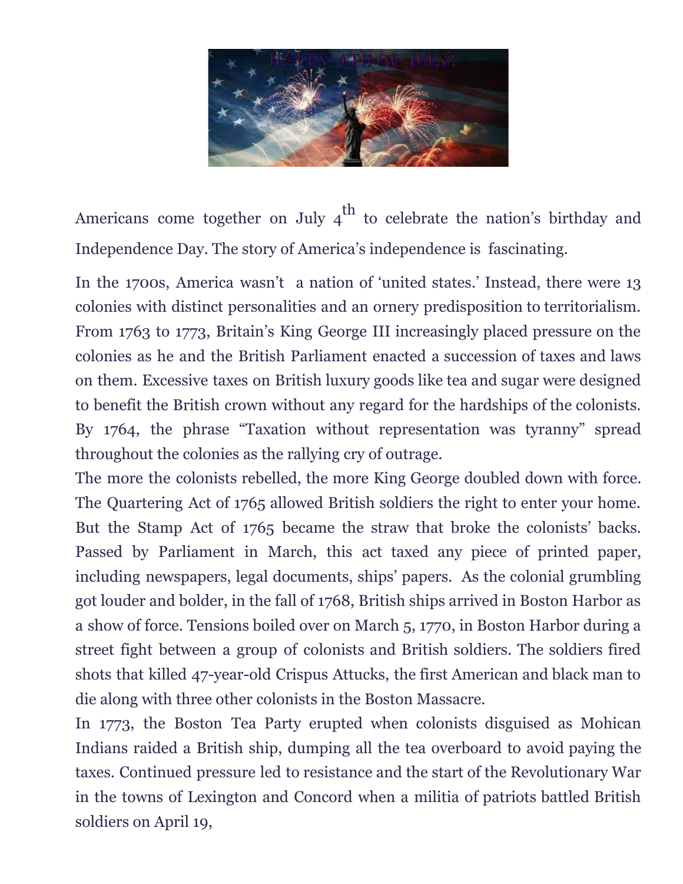Americans come together on July 4th to celebrate the nation's birthday and Independence Day. The story of America's independence is fascinating.

In the 1700s, America wasn't a nation of 'united states.' Instead, there were 13 colonies with distinct personalities and an ornery predisposition to territorialism. From 1763 to 1773, Britain's King George III increasingly placed pressure on the colonies as he and the British Parliament enacted a succession of taxes and laws on them. Excessive taxes on British luxury goods like tea and sugar were designed to benefit the British crown without any regard for the hardships of the colonists. By 1764, the phrase "Taxation without representation was tyranny" spread throughout the colonies as the rallying cry of outrage.

The more the colonists rebelled, the more King George doubled down with force. The Quartering Act of 1765 allowed British soldiers the right to enter your home. But the Stamp Act of 1765 became the straw that broke the colonists' backs. Passed by Parliament in March, this act taxed any piece of printed paper, including newspapers, legal documents, ships' papers. As the colonial grumbling got louder and bolder, in the fall of 1768, British ships arrived in Boston Harbor as a show of force. Tensions boiled over on March 5, 1770, in Boston Harbor during a street fight between a group of colonists and British soldiers. The soldiers fired shots that killed 47-year-old Crispus Attucks, the first American and black man to die along with three other colonists in the Boston Massacre.

In 1773, the Boston Tea Party erupted when colonists disguised as Mohican Indians raided a British ship, dumping all the tea overboard to avoid paying the taxes. Continued pressure led to resistance and the start of the Revolutionary War in the towns of Lexington and Concord when a militia of patriots battled British soldiers on April 19,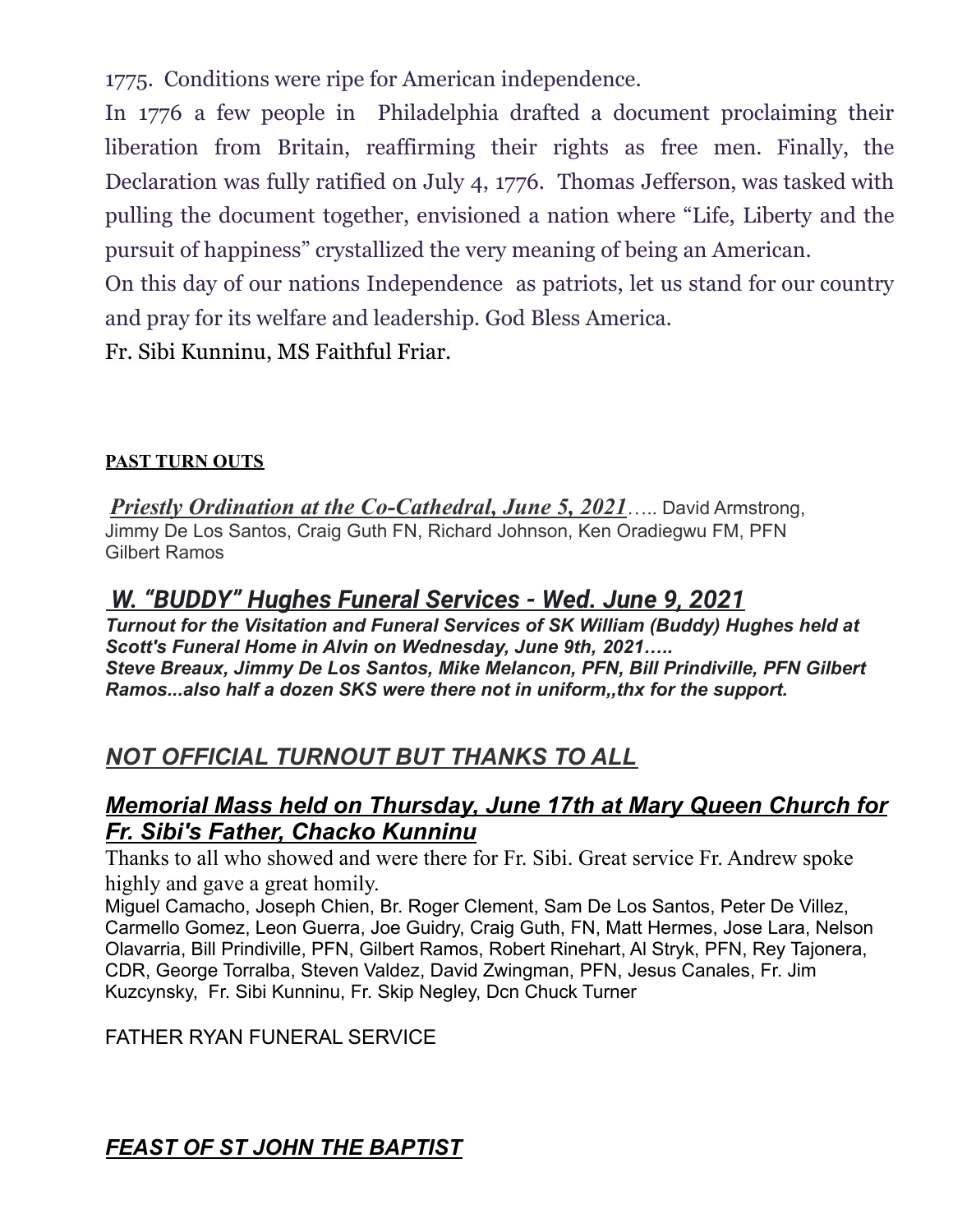1775. Conditions were ripe for American independence.

In 1776 a few people in Philadelphia drafted a document proclaiming their liberation from Britain, reaffirming their rights as free men. Finally, the Declaration was fully ratified on July 4, 1776. Thomas Jefferson, was tasked with pulling the document together, envisioned a nation where "Life, Liberty and the pursuit of happiness" crystallized the very meaning of being an American.

On this day of our nations Independence as patriots, let us stand for our country and pray for its welfare and leadership. God Bless America.

Fr. Sibi Kunninu, MS Faithful Friar.

**PAST TURN OUTS**

***Priestly Ordination at the Co-Cathedral, June 5, 2021*****…..** David Armstrong, Jimmy De Los Santos, Craig Guth FN, Richard Johnson, Ken Oradiegwu FM, PFN Gilbert Ramos

## *W. "BUDDY" Hughes Funeral Services - Wed. June 9, 2021*

***Turnout for the Visitation and Funeral Services of SK William (Buddy) Hughes held at Scott's Funeral Home in Alvin on Wednesday, June 9th, 2021…..***
***Steve Breaux, Jimmy De Los Santos, Mike Melancon, PFN, Bill Prindiville, PFN Gilbert Ramos...also half a dozen SKS were there not in uniform,,thx for the support.***

## *NOT OFFICIAL TURNOUT BUT THANKS TO ALL*

## *Memorial Mass held on Thursday, June 17th at Mary Queen Church for Fr. Sibi's Father, Chacko Kunninu*

Thanks to all who showed and were there for Fr. Sibi. Great service Fr. Andrew spoke highly and gave a great homily.

Miguel Camacho, Joseph Chien, Br. Roger Clement, Sam De Los Santos, Peter De Villez, Carmello Gomez, Leon Guerra, Joe Guidry, Craig Guth, FN, Matt Hermes, Jose Lara, Nelson Olavarria, Bill Prindiville, PFN, Gilbert Ramos, Robert Rinehart, Al Stryk, PFN, Rey Tajonera, CDR, George Torralba, Steven Valdez, David Zwingman, PFN, Jesus Canales, Fr. Jim Kuzcynsky, Fr. Sibi Kunninu, Fr. Skip Negley, Dcn Chuck Turner

FATHER RYAN FUNERAL SERVICE

## *FEAST OF ST JOHN THE BAPTIST*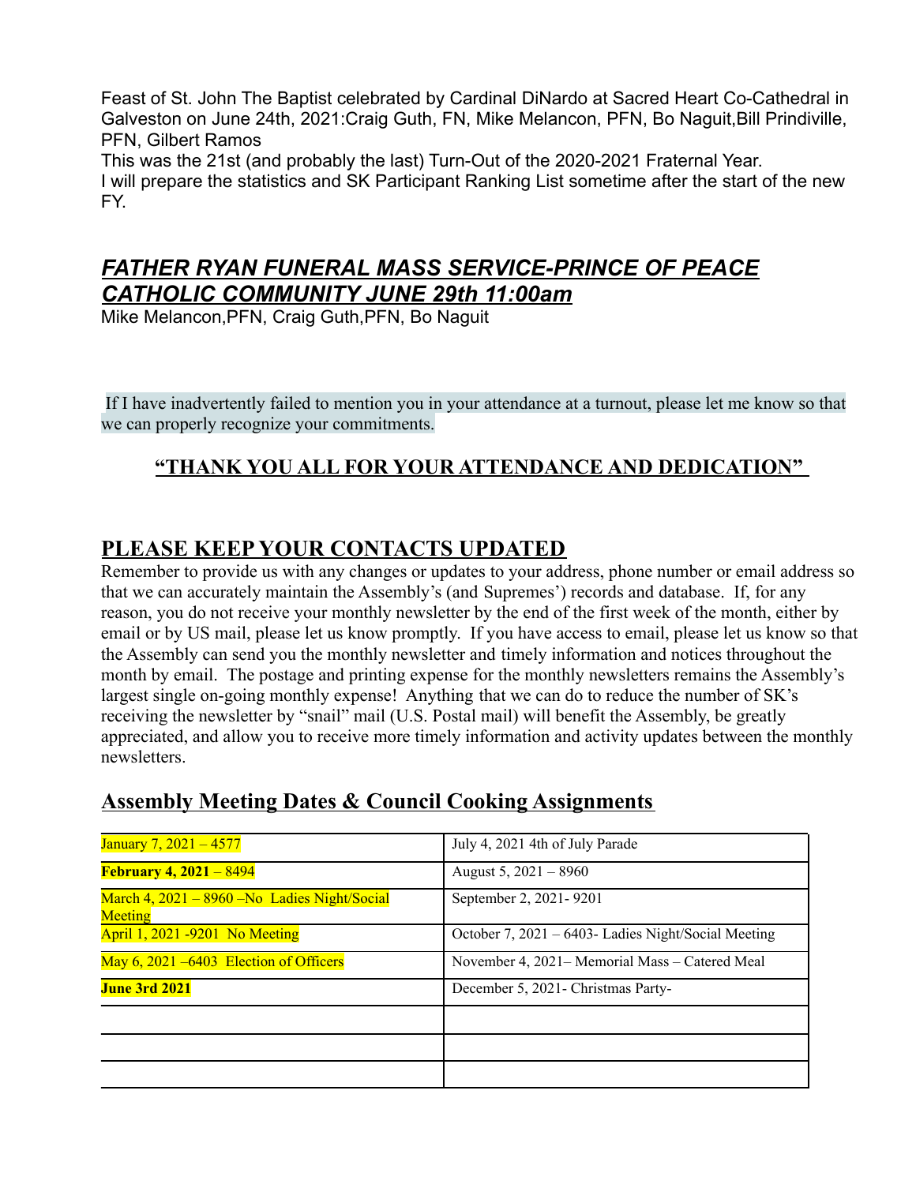Feast of St. John The Baptist celebrated by Cardinal DiNardo at Sacred Heart Co-Cathedral in Galveston on June 24th, 2021:Craig Guth, FN, Mike Melancon, PFN, Bo Naguit,Bill Prindiville, PFN, Gilbert Ramos

This was the 21st (and probably the last) Turn-Out of the 2020-2021 Fraternal Year.

I will prepare the statistics and SK Participant Ranking List sometime after the start of the new FY.

## ***FATHER RYAN FUNERAL MASS SERVICE-PRINCE OF PEACE CATHOLIC COMMUNITY JUNE 29th 11:00am***

Mike Melancon,PFN, Craig Guth,PFN, Bo Naguit

If I have inadvertently failed to mention you in your attendance at a turnout, please let me know so that we can properly recognize your commitments.

### **"THANK YOU ALL FOR YOUR ATTENDANCE AND DEDICATION"**

## **PLEASE KEEP YOUR CONTACTS UPDATED**

Remember to provide us with any changes or updates to your address, phone number or email address so that we can accurately maintain the Assembly's (and Supremes') records and database. If, for any reason, you do not receive your monthly newsletter by the end of the first week of the month, either by email or by US mail, please let us know promptly. If you have access to email, please let us know so that the Assembly can send you the monthly newsletter and timely information and notices throughout the month by email. The postage and printing expense for the monthly newsletters remains the Assembly's largest single on-going monthly expense! Anything that we can do to reduce the number of SK's receiving the newsletter by "snail" mail (U.S. Postal mail) will benefit the Assembly, be greatly appreciated, and allow you to receive more timely information and activity updates between the monthly newsletters.

## **Assembly Meeting Dates & Council Cooking Assignments**

| | |
|---|---|
| January 7, 2021 – 4577 | July 4, 2021 4th of July Parade |
| **February 4, 2021** – 8494 | August 5, 2021 – 8960 |
| March 4, 2021 – 8960 –No Ladies Night/Social Meeting | September 2, 2021- 9201 |
| April 1, 2021 -9201 No Meeting | October 7, 2021 – 6403- Ladies Night/Social Meeting |
| May 6, 2021 –6403 Election of Officers | November 4, 2021– Memorial Mass – Catered Meal |
| **June 3rd 2021** | December 5, 2021- Christmas Party- |
| | |
| | |
| | |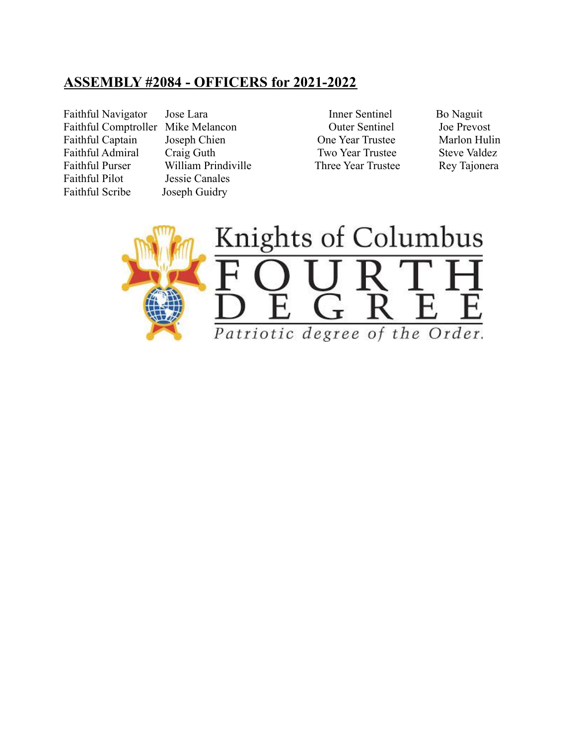## ASSEMBLY #2084 - OFFICERS for 2021-2022

| | | | |
|---|---|---|---|
| Faithful Navigator | Jose Lara | Inner Sentinel | Bo Naguit |
| Faithful Comptroller | Mike Melancon | Outer Sentinel | Joe Prevost |
| Faithful Captain | Joseph Chien | One Year Trustee | Marlon Hulin |
| Faithful Admiral | Craig Guth | Two Year Trustee | Steve Valdez |
| Faithful Purser | William Prindiville | Three Year Trustee | Rey Tajonera |
| Faithful Pilot | Jessie Canales | | |
| Faithful Scribe | Joseph Guidry | | |

Knights of Columbus
FOURTH DEGREE
*Patriotic degree of the Order.*